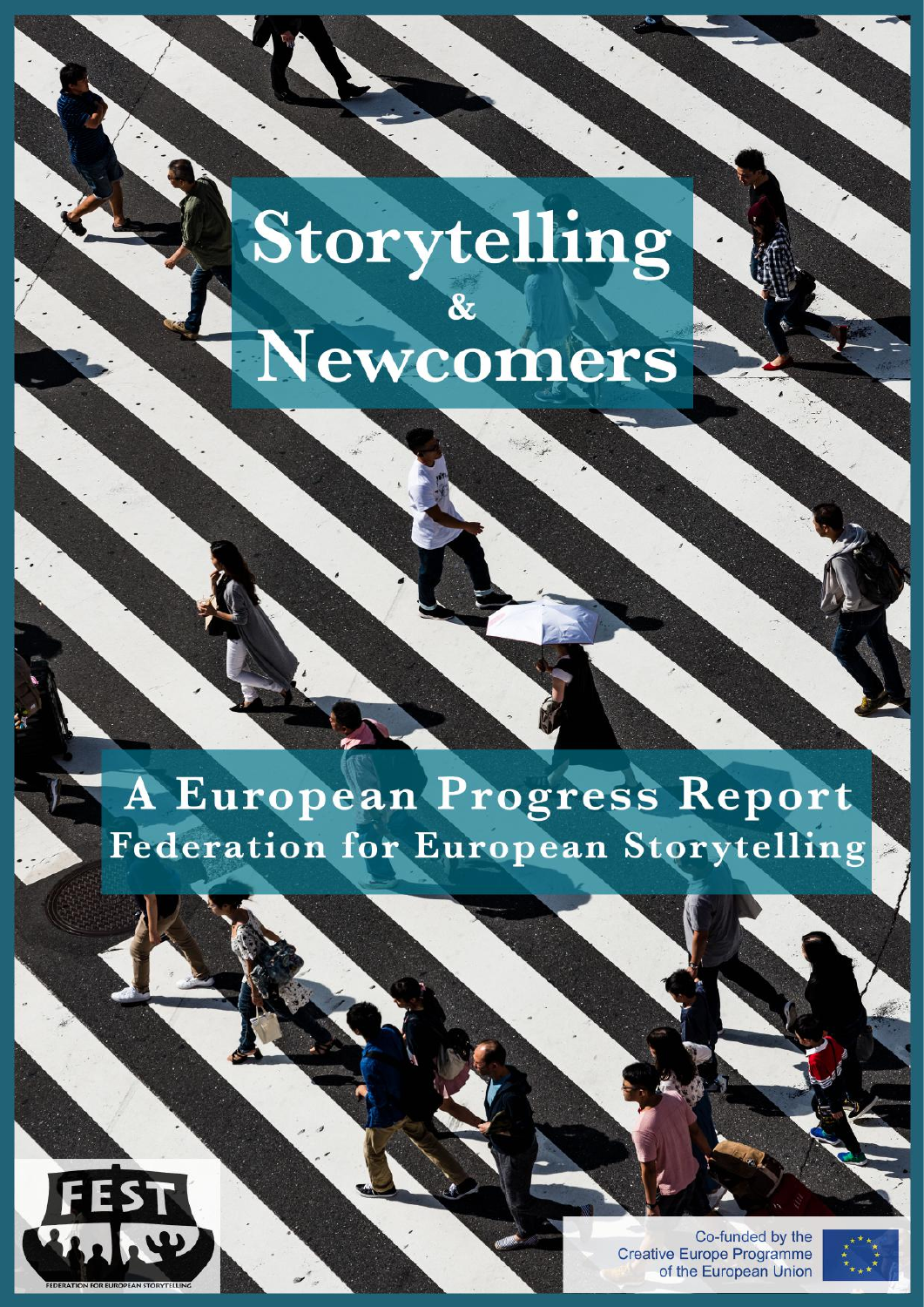# Storytelling & Newcomers

## A European Progress Report
## Federation for European Storytelling

FEST
FEDERATION FOR EUROPEAN STORYTELLING

Co-funded by the Creative Europe Programme of the European Union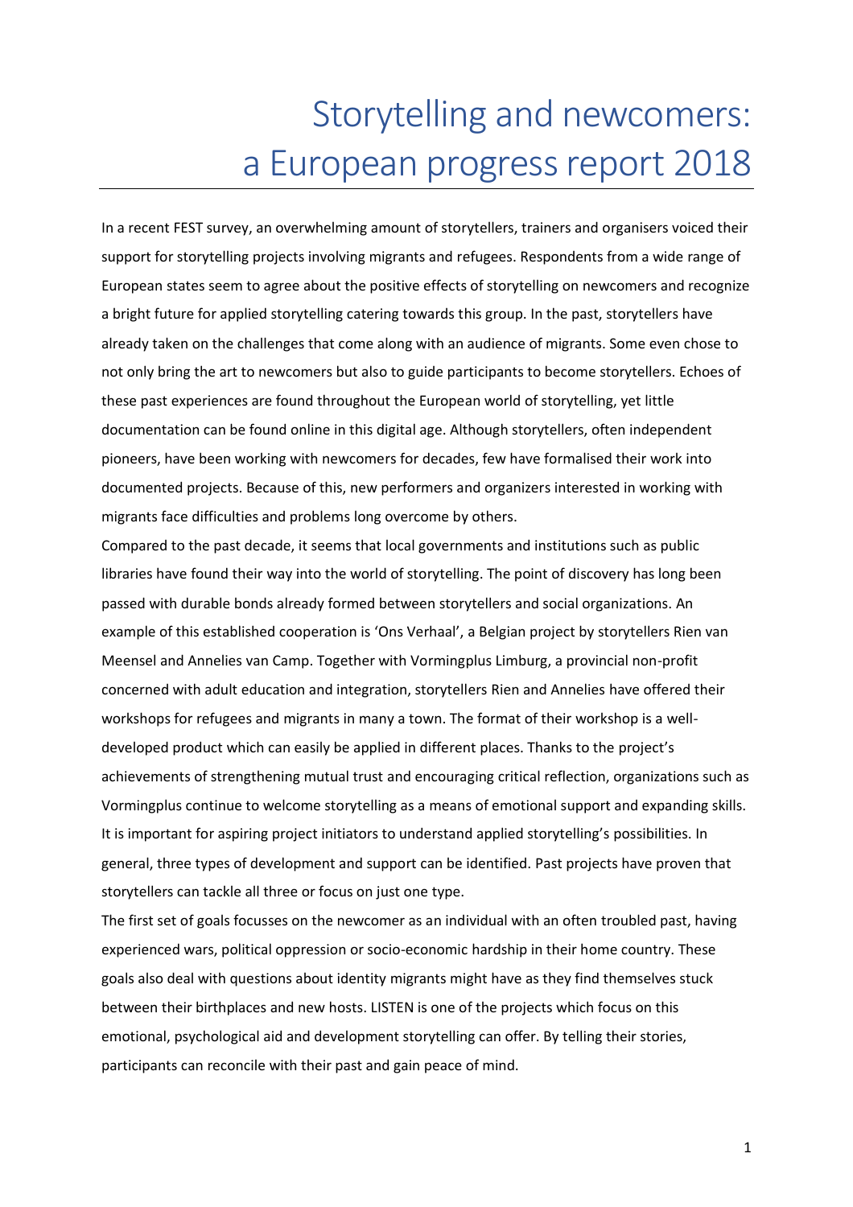# Storytelling and newcomers: a European progress report 2018

In a recent FEST survey, an overwhelming amount of storytellers, trainers and organisers voiced their support for storytelling projects involving migrants and refugees. Respondents from a wide range of European states seem to agree about the positive effects of storytelling on newcomers and recognize a bright future for applied storytelling catering towards this group. In the past, storytellers have already taken on the challenges that come along with an audience of migrants. Some even chose to not only bring the art to newcomers but also to guide participants to become storytellers. Echoes of these past experiences are found throughout the European world of storytelling, yet little documentation can be found online in this digital age. Although storytellers, often independent pioneers, have been working with newcomers for decades, few have formalised their work into documented projects. Because of this, new performers and organizers interested in working with migrants face difficulties and problems long overcome by others.

Compared to the past decade, it seems that local governments and institutions such as public libraries have found their way into the world of storytelling. The point of discovery has long been passed with durable bonds already formed between storytellers and social organizations. An example of this established cooperation is 'Ons Verhaal', a Belgian project by storytellers Rien van Meensel and Annelies van Camp. Together with Vormingplus Limburg, a provincial non-profit concerned with adult education and integration, storytellers Rien and Annelies have offered their workshops for refugees and migrants in many a town. The format of their workshop is a well-developed product which can easily be applied in different places. Thanks to the project's achievements of strengthening mutual trust and encouraging critical reflection, organizations such as Vormingplus continue to welcome storytelling as a means of emotional support and expanding skills.

It is important for aspiring project initiators to understand applied storytelling's possibilities. In general, three types of development and support can be identified. Past projects have proven that storytellers can tackle all three or focus on just one type.

The first set of goals focusses on the newcomer as an individual with an often troubled past, having experienced wars, political oppression or socio-economic hardship in their home country. These goals also deal with questions about identity migrants might have as they find themselves stuck between their birthplaces and new hosts. LISTEN is one of the projects which focus on this emotional, psychological aid and development storytelling can offer. By telling their stories, participants can reconcile with their past and gain peace of mind.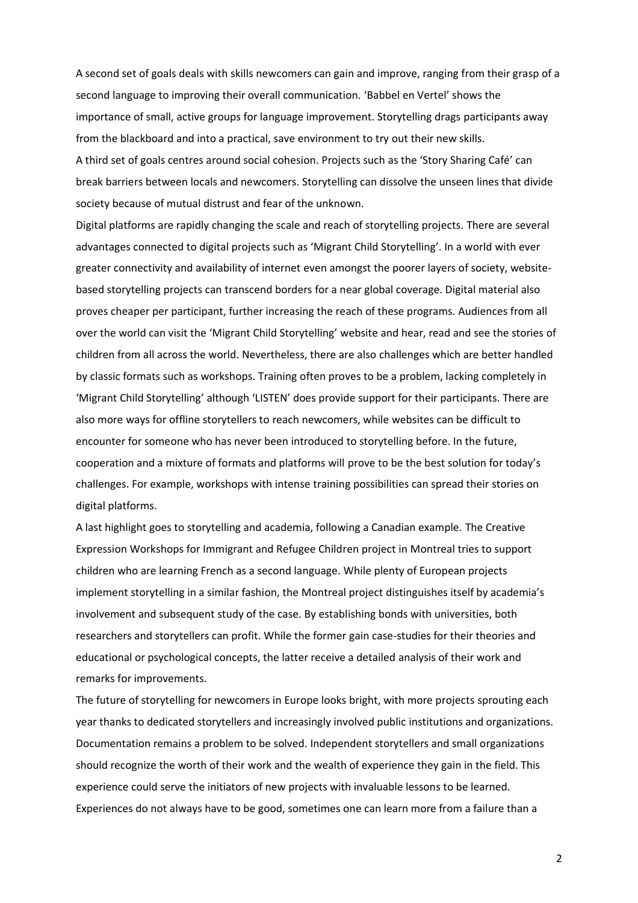A second set of goals deals with skills newcomers can gain and improve, ranging from their grasp of a second language to improving their overall communication. 'Babbel en Vertel' shows the importance of small, active groups for language improvement. Storytelling drags participants away from the blackboard and into a practical, save environment to try out their new skills.

A third set of goals centres around social cohesion. Projects such as the 'Story Sharing Café' can break barriers between locals and newcomers. Storytelling can dissolve the unseen lines that divide society because of mutual distrust and fear of the unknown.

Digital platforms are rapidly changing the scale and reach of storytelling projects. There are several advantages connected to digital projects such as 'Migrant Child Storytelling'. In a world with ever greater connectivity and availability of internet even amongst the poorer layers of society, website-based storytelling projects can transcend borders for a near global coverage. Digital material also proves cheaper per participant, further increasing the reach of these programs. Audiences from all over the world can visit the 'Migrant Child Storytelling' website and hear, read and see the stories of children from all across the world. Nevertheless, there are also challenges which are better handled by classic formats such as workshops. Training often proves to be a problem, lacking completely in 'Migrant Child Storytelling' although 'LISTEN' does provide support for their participants. There are also more ways for offline storytellers to reach newcomers, while websites can be difficult to encounter for someone who has never been introduced to storytelling before. In the future, cooperation and a mixture of formats and platforms will prove to be the best solution for today's challenges. For example, workshops with intense training possibilities can spread their stories on digital platforms.

A last highlight goes to storytelling and academia, following a Canadian example. The Creative Expression Workshops for Immigrant and Refugee Children project in Montreal tries to support children who are learning French as a second language. While plenty of European projects implement storytelling in a similar fashion, the Montreal project distinguishes itself by academia's involvement and subsequent study of the case. By establishing bonds with universities, both researchers and storytellers can profit. While the former gain case-studies for their theories and educational or psychological concepts, the latter receive a detailed analysis of their work and remarks for improvements.

The future of storytelling for newcomers in Europe looks bright, with more projects sprouting each year thanks to dedicated storytellers and increasingly involved public institutions and organizations. Documentation remains a problem to be solved. Independent storytellers and small organizations should recognize the worth of their work and the wealth of experience they gain in the field. This experience could serve the initiators of new projects with invaluable lessons to be learned. Experiences do not always have to be good, sometimes one can learn more from a failure than a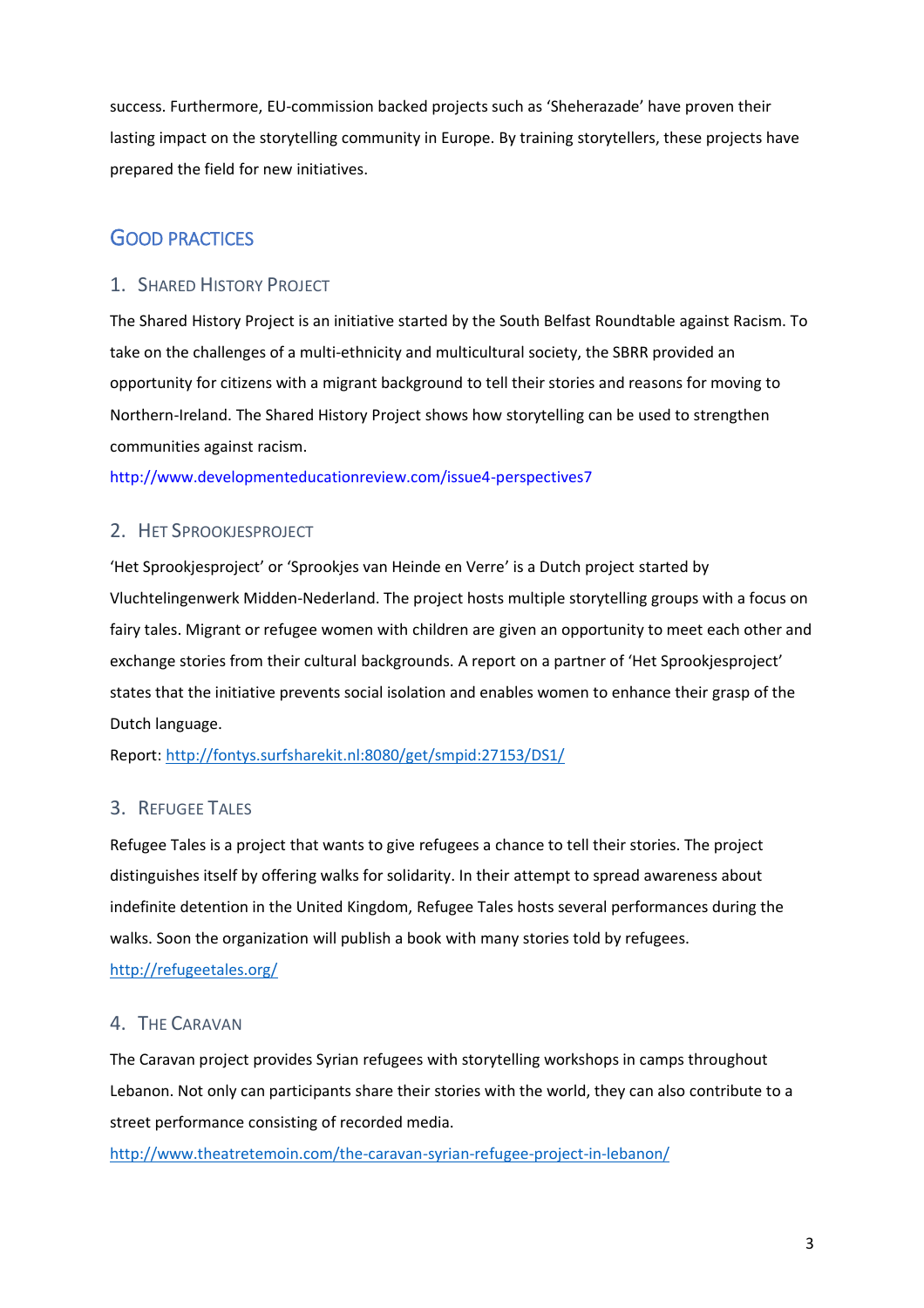success. Furthermore, EU-commission backed projects such as 'Sheherazade' have proven their lasting impact on the storytelling community in Europe. By training storytellers, these projects have prepared the field for new initiatives.

## Good practices

### 1. Shared History Project

The Shared History Project is an initiative started by the South Belfast Roundtable against Racism. To take on the challenges of a multi-ethnicity and multicultural society, the SBRR provided an opportunity for citizens with a migrant background to tell their stories and reasons for moving to Northern-Ireland. The Shared History Project shows how storytelling can be used to strengthen communities against racism.

http://www.developmenteducationreview.com/issue4-perspectives7

### 2. Het Sprookjesproject

'Het Sprookjesproject' or 'Sprookjes van Heinde en Verre' is a Dutch project started by Vluchtelingenwerk Midden-Nederland. The project hosts multiple storytelling groups with a focus on fairy tales. Migrant or refugee women with children are given an opportunity to meet each other and exchange stories from their cultural backgrounds. A report on a partner of 'Het Sprookjesproject' states that the initiative prevents social isolation and enables women to enhance their grasp of the Dutch language.

Report: http://fontys.surfsharekit.nl:8080/get/smpid:27153/DS1/

### 3. Refugee Tales

Refugee Tales is a project that wants to give refugees a chance to tell their stories. The project distinguishes itself by offering walks for solidarity. In their attempt to spread awareness about indefinite detention in the United Kingdom, Refugee Tales hosts several performances during the walks. Soon the organization will publish a book with many stories told by refugees.

http://refugeetales.org/

### 4. The Caravan

The Caravan project provides Syrian refugees with storytelling workshops in camps throughout Lebanon. Not only can participants share their stories with the world, they can also contribute to a street performance consisting of recorded media.

http://www.theatretemoin.com/the-caravan-syrian-refugee-project-in-lebanon/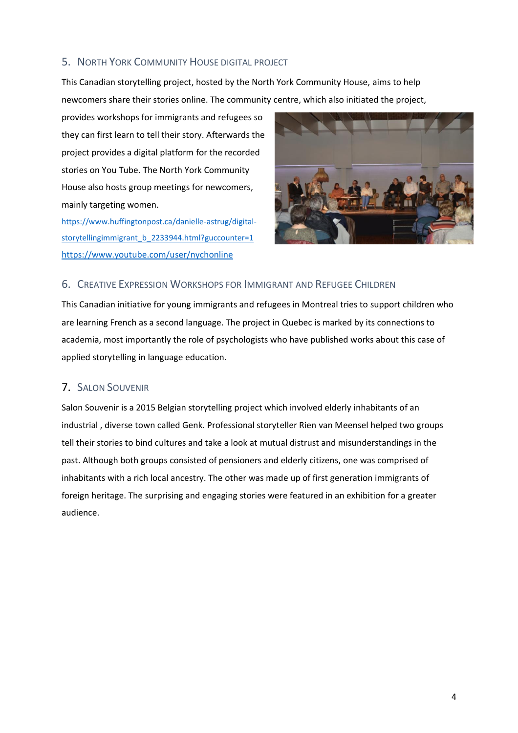## 5. North York Community House digital project

This Canadian storytelling project, hosted by the North York Community House, aims to help newcomers share their stories online. The community centre, which also initiated the project, provides workshops for immigrants and refugees so they can first learn to tell their story. Afterwards the project provides a digital platform for the recorded stories on You Tube. The North York Community House also hosts group meetings for newcomers, mainly targeting women.

https://www.huffingtonpost.ca/danielle-astrug/digital-storytellingimmigrant_b_2233944.html?guccounter=1

https://www.youtube.com/user/nychonline

## 6. Creative Expression Workshops for Immigrant and Refugee Children

This Canadian initiative for young immigrants and refugees in Montreal tries to support children who are learning French as a second language. The project in Quebec is marked by its connections to academia, most importantly the role of psychologists who have published works about this case of applied storytelling in language education.

## 7. Salon Souvenir

Salon Souvenir is a 2015 Belgian storytelling project which involved elderly inhabitants of an industrial , diverse town called Genk. Professional storyteller Rien van Meensel helped two groups tell their stories to bind cultures and take a look at mutual distrust and misunderstandings in the past. Although both groups consisted of pensioners and elderly citizens, one was comprised of inhabitants with a rich local ancestry. The other was made up of first generation immigrants of foreign heritage. The surprising and engaging stories were featured in an exhibition for a greater audience.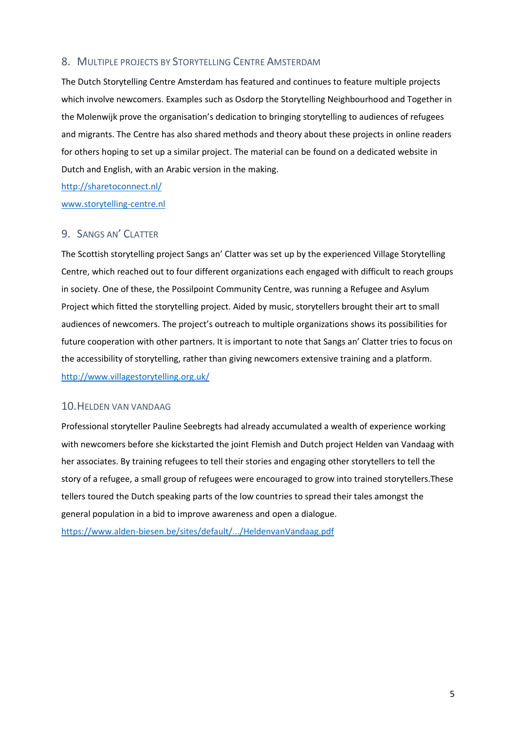## 8. Multiple projects by Storytelling Centre Amsterdam

The Dutch Storytelling Centre Amsterdam has featured and continues to feature multiple projects which involve newcomers. Examples such as Osdorp the Storytelling Neighbourhood and Together in the Molenwijk prove the organisation's dedication to bringing storytelling to audiences of refugees and migrants. The Centre has also shared methods and theory about these projects in online readers for others hoping to set up a similar project. The material can be found on a dedicated website in Dutch and English, with an Arabic version in the making.

http://sharetoconnect.nl/

www.storytelling-centre.nl

## 9. Sangs an' Clatter

The Scottish storytelling project Sangs an' Clatter was set up by the experienced Village Storytelling Centre, which reached out to four different organizations each engaged with difficult to reach groups in society. One of these, the Possilpoint Community Centre, was running a Refugee and Asylum Project which fitted the storytelling project. Aided by music, storytellers brought their art to small audiences of newcomers. The project's outreach to multiple organizations shows its possibilities for future cooperation with other partners. It is important to note that Sangs an' Clatter tries to focus on the accessibility of storytelling, rather than giving newcomers extensive training and a platform.

http://www.villagestorytelling.org.uk/

## 10. Helden van Vandaag

Professional storyteller Pauline Seebregts had already accumulated a wealth of experience working with newcomers before she kickstarted the joint Flemish and Dutch project Helden van Vandaag with her associates. By training refugees to tell their stories and engaging other storytellers to tell the story of a refugee, a small group of refugees were encouraged to grow into trained storytellers.These tellers toured the Dutch speaking parts of the low countries to spread their tales amongst the general population in a bid to improve awareness and open a dialogue.

https://www.alden-biesen.be/sites/default/.../HeldenvanVandaag.pdf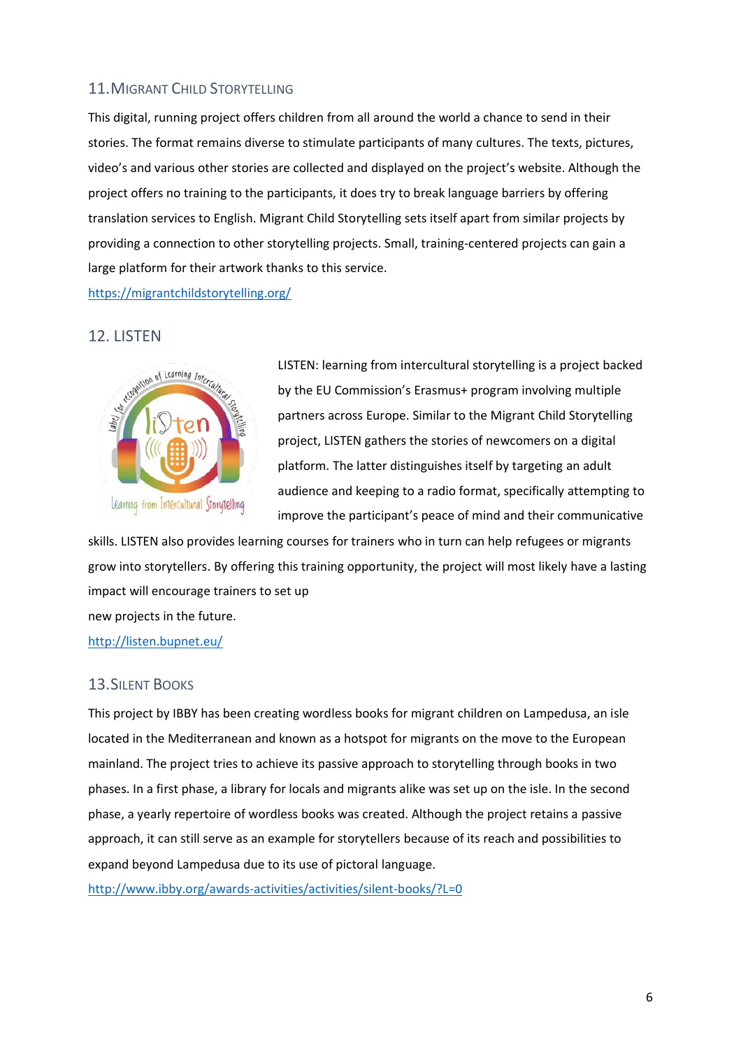## 11. Migrant Child Storytelling

This digital, running project offers children from all around the world a chance to send in their stories. The format remains diverse to stimulate participants of many cultures. The texts, pictures, video's and various other stories are collected and displayed on the project's website. Although the project offers no training to the participants, it does try to break language barriers by offering translation services to English. Migrant Child Storytelling sets itself apart from similar projects by providing a connection to other storytelling projects. Small, training-centered projects can gain a large platform for their artwork thanks to this service.

https://migrantchildstorytelling.org/

## 12. LISTEN

LISTEN: learning from intercultural storytelling is a project backed by the EU Commission's Erasmus+ program involving multiple partners across Europe. Similar to the Migrant Child Storytelling project, LISTEN gathers the stories of newcomers on a digital platform. The latter distinguishes itself by targeting an adult audience and keeping to a radio format, specifically attempting to improve the participant's peace of mind and their communicative skills. LISTEN also provides learning courses for trainers who in turn can help refugees or migrants grow into storytellers. By offering this training opportunity, the project will most likely have a lasting impact will encourage trainers to set up new projects in the future.

http://listen.bupnet.eu/

## 13. Silent Books

This project by IBBY has been creating wordless books for migrant children on Lampedusa, an isle located in the Mediterranean and known as a hotspot for migrants on the move to the European mainland. The project tries to achieve its passive approach to storytelling through books in two phases. In a first phase, a library for locals and migrants alike was set up on the isle. In the second phase, a yearly repertoire of wordless books was created. Although the project retains a passive approach, it can still serve as an example for storytellers because of its reach and possibilities to expand beyond Lampedusa due to its use of pictoral language.

http://www.ibby.org/awards-activities/activities/silent-books/?L=0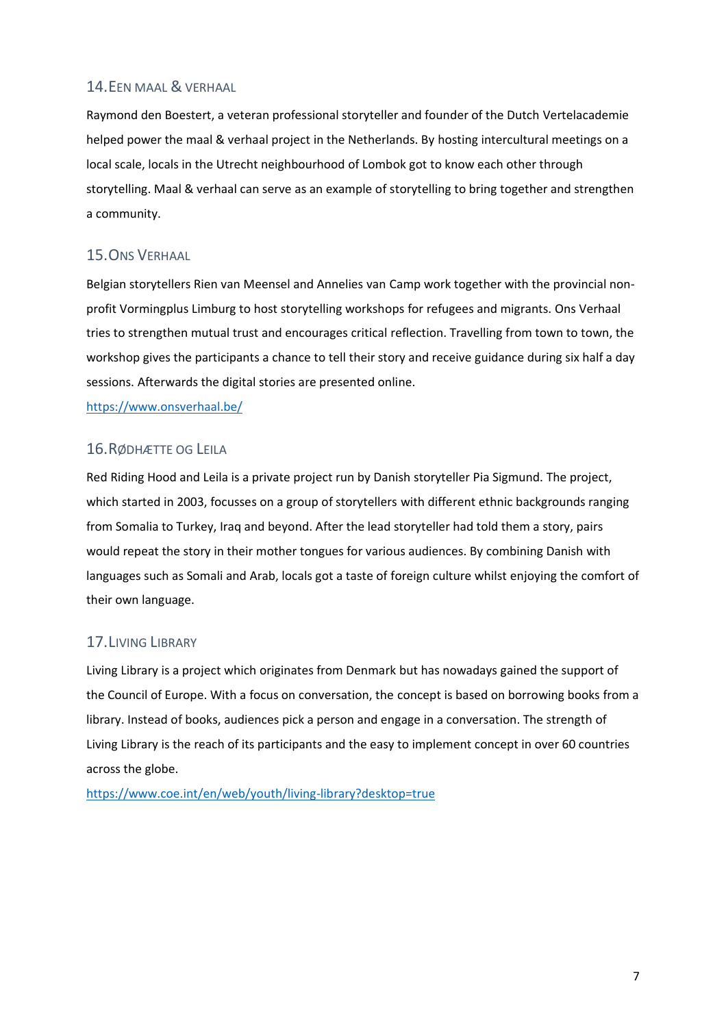## 14. Een maal & verhaal

Raymond den Boestert, a veteran professional storyteller and founder of the Dutch Vertelacademie helped power the maal & verhaal project in the Netherlands. By hosting intercultural meetings on a local scale, locals in the Utrecht neighbourhood of Lombok got to know each other through storytelling. Maal & verhaal can serve as an example of storytelling to bring together and strengthen a community.

## 15. Ons Verhaal

Belgian storytellers Rien van Meensel and Annelies van Camp work together with the provincial non-profit Vormingplus Limburg to host storytelling workshops for refugees and migrants. Ons Verhaal tries to strengthen mutual trust and encourages critical reflection. Travelling from town to town, the workshop gives the participants a chance to tell their story and receive guidance during six half a day sessions. Afterwards the digital stories are presented online.

https://www.onsverhaal.be/

## 16. Rødhætte og Leila

Red Riding Hood and Leila is a private project run by Danish storyteller Pia Sigmund. The project, which started in 2003, focusses on a group of storytellers with different ethnic backgrounds ranging from Somalia to Turkey, Iraq and beyond. After the lead storyteller had told them a story, pairs would repeat the story in their mother tongues for various audiences. By combining Danish with languages such as Somali and Arab, locals got a taste of foreign culture whilst enjoying the comfort of their own language.

## 17. Living Library

Living Library is a project which originates from Denmark but has nowadays gained the support of the Council of Europe. With a focus on conversation, the concept is based on borrowing books from a library. Instead of books, audiences pick a person and engage in a conversation. The strength of Living Library is the reach of its participants and the easy to implement concept in over 60 countries across the globe.

https://www.coe.int/en/web/youth/living-library?desktop=true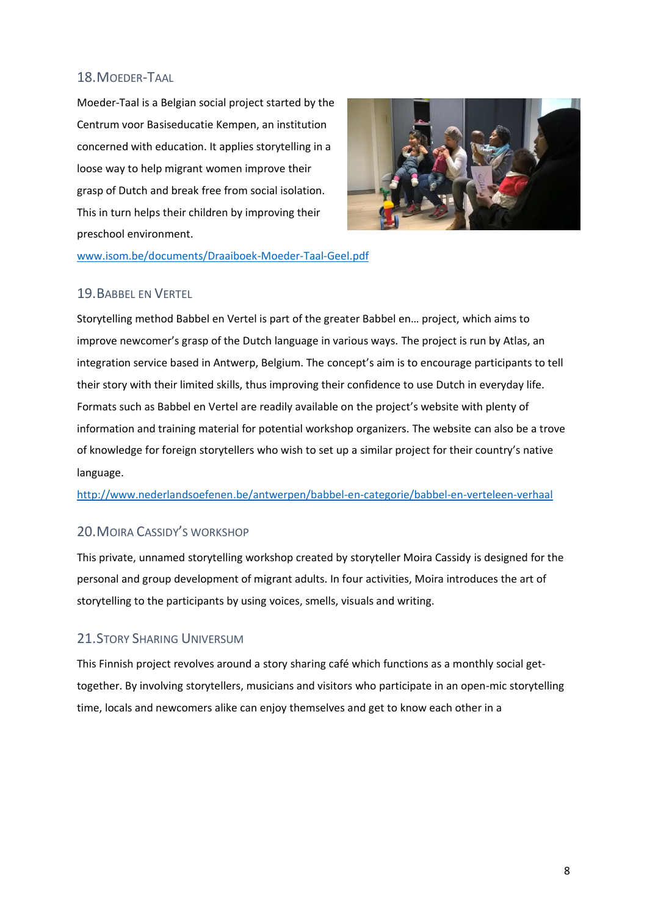## 18. Moeder-Taal

Moeder-Taal is a Belgian social project started by the Centrum voor Basiseducatie Kempen, an institution concerned with education. It applies storytelling in a loose way to help migrant women improve their grasp of Dutch and break free from social isolation. This in turn helps their children by improving their preschool environment.

www.isom.be/documents/Draaiboek-Moeder-Taal-Geel.pdf

## 19. Babbel en Vertel

Storytelling method Babbel en Vertel is part of the greater Babbel en… project, which aims to improve newcomer's grasp of the Dutch language in various ways. The project is run by Atlas, an integration service based in Antwerp, Belgium. The concept's aim is to encourage participants to tell their story with their limited skills, thus improving their confidence to use Dutch in everyday life. Formats such as Babbel en Vertel are readily available on the project's website with plenty of information and training material for potential workshop organizers. The website can also be a trove of knowledge for foreign storytellers who wish to set up a similar project for their country's native language.

http://www.nederlandsoefenen.be/antwerpen/babbel-en-categorie/babbel-en-verteleen-verhaal

## 20. Moira Cassidy's workshop

This private, unnamed storytelling workshop created by storyteller Moira Cassidy is designed for the personal and group development of migrant adults. In four activities, Moira introduces the art of storytelling to the participants by using voices, smells, visuals and writing.

## 21. Story Sharing Universum

This Finnish project revolves around a story sharing café which functions as a monthly social get-together. By involving storytellers, musicians and visitors who participate in an open-mic storytelling time, locals and newcomers alike can enjoy themselves and get to know each other in a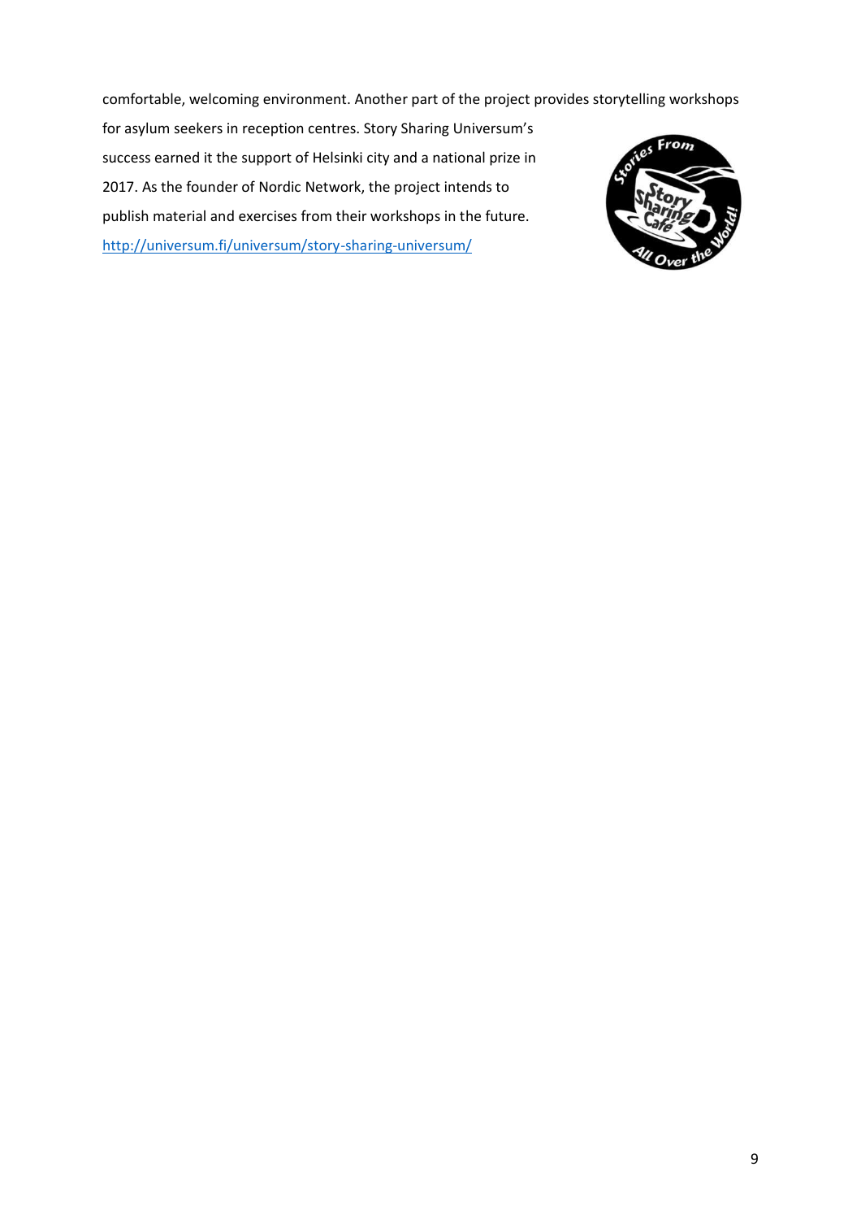comfortable, welcoming environment. Another part of the project provides storytelling workshops for asylum seekers in reception centres. Story Sharing Universum's success earned it the support of Helsinki city and a national prize in 2017. As the founder of Nordic Network, the project intends to publish material and exercises from their workshops in the future. http://universum.fi/universum/story-sharing-universum/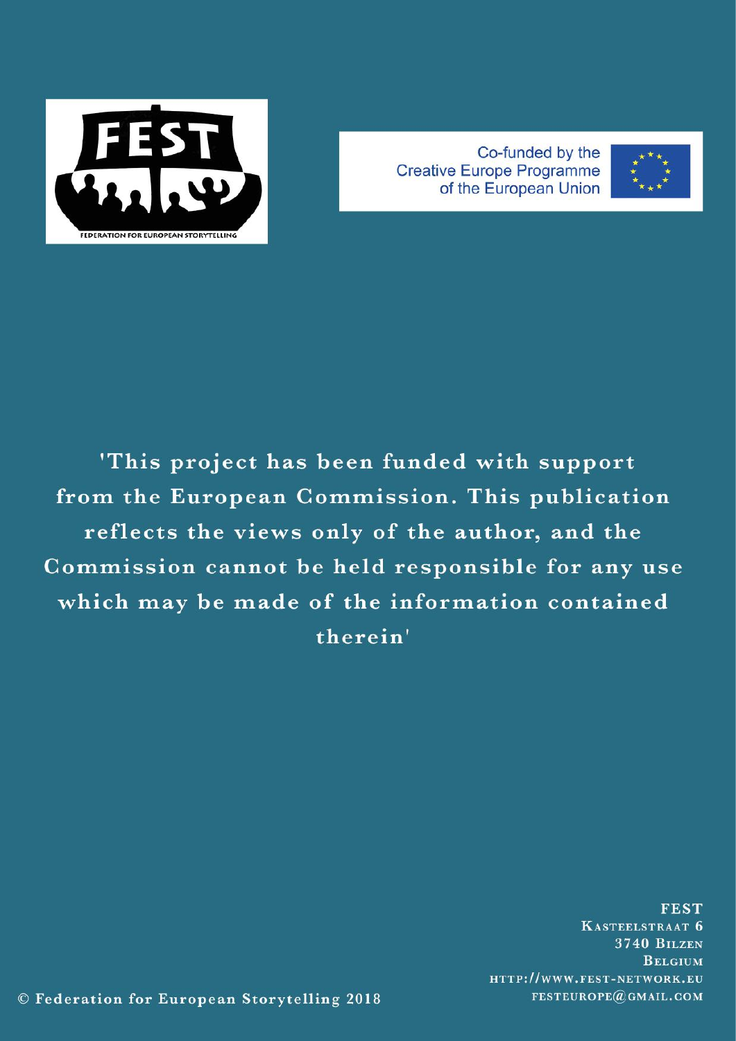FEDERATION FOR EUROPEAN STORYTELLING

Co-funded by the Creative Europe Programme of the European Union

'This project has been funded with support from the European Commission. This publication reflects the views only of the author, and the Commission cannot be held responsible for any use which may be made of the information contained therein'

**FEST**
Kasteelstraat 6
3740 Bilzen
Belgium
http://www.fest-network.eu
festeurope@gmail.com

© Federation for European Storytelling 2018